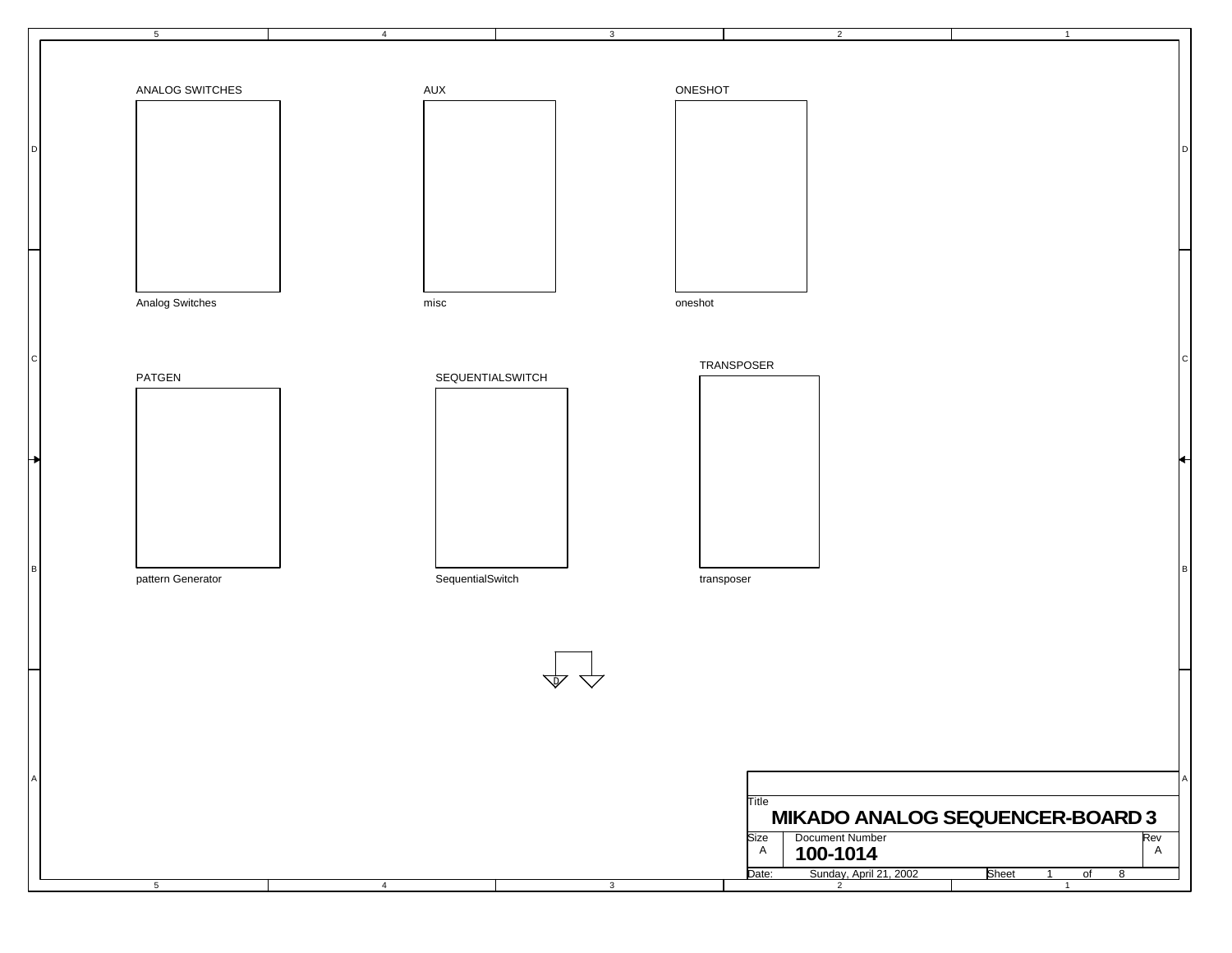ANALOG SWITCHES

Analog Switches

AUX

misc

ONESHOT

oneshot

PATGEN

pattern Generator

SEQUENTIALSWITCH

SequentialSwitch

TRANSPOSER

transposer

| | |
|---|---|
| Title | **MIKADO ANALOG SEQUENCER-BOARD 3** |
| Size: A | Document Number: **100-1014** |
| Rev | A |
| Date: | Sunday, April 21, 2002 |
| Sheet | 1 of 8 |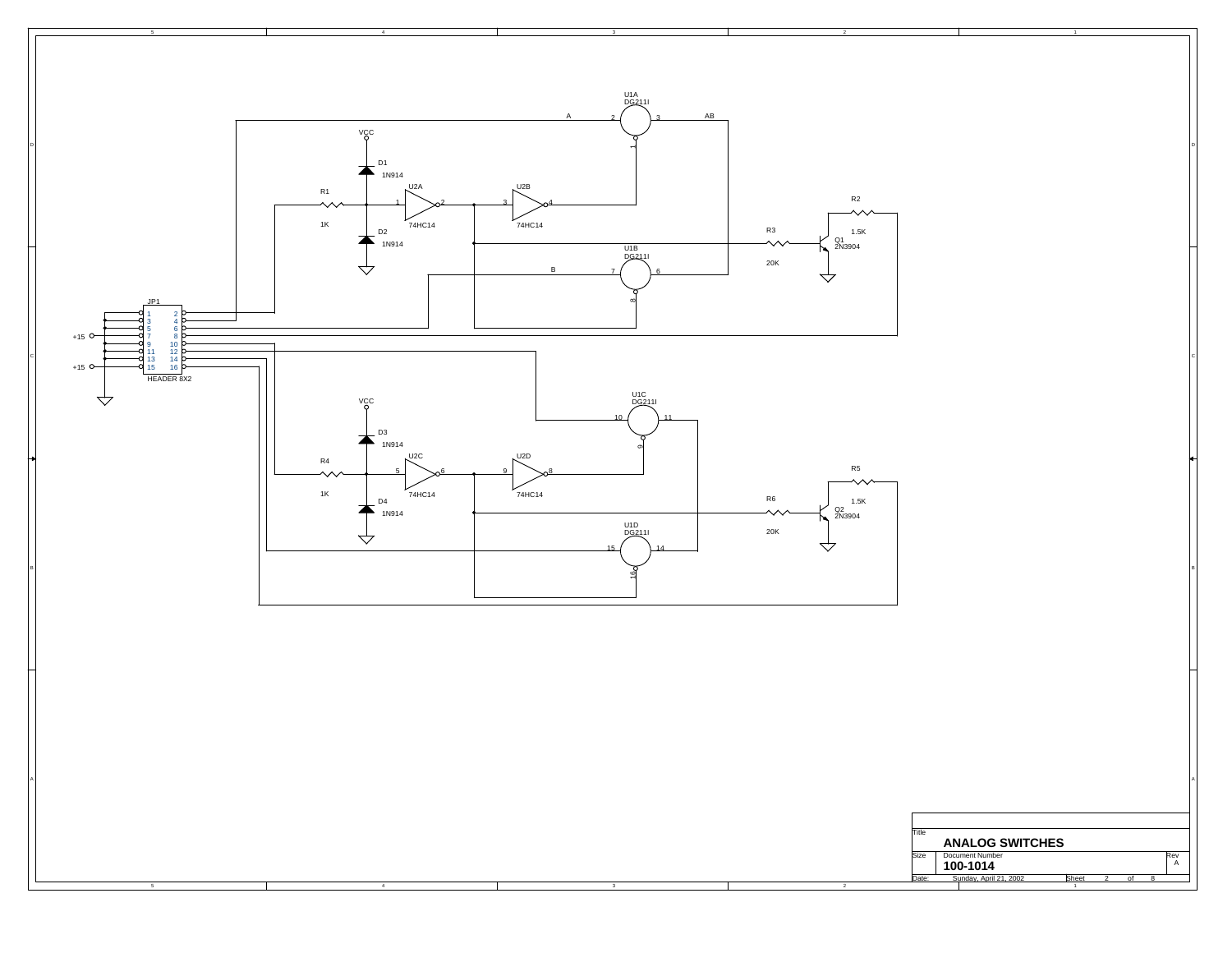U1A
DG211I

A

AB

VCC

D1
1N914

R1

U2A

U2B

1K

74HC14

74HC14

D2
1N914

R2

1.5K

R3

Q1
2N3904

20K

U1B
DG211I

B

JP1

| 1 | 2 |
|---|---|
| 3 | 4 |
| 5 | 6 |
| 7 | 8 |
| 9 | 10 |
| 11 | 12 |
| 13 | 14 |
| 15 | 16 |

HEADER 8X2

+15

+15

U1C
DG211I

VCC

D3
1N914

R4

U2C

U2D

1K

74HC14

74HC14

D4
1N914

R5

1.5K

R6

Q2
2N3904

20K

U1D
DG211I

| Title | | |
|---|---|---|
| | **ANALOG SWITCHES** | |
| Size | Document Number **100-1014** | Rev A |
| Date: | Sunday, April 21, 2002 | Sheet 2 of 8 |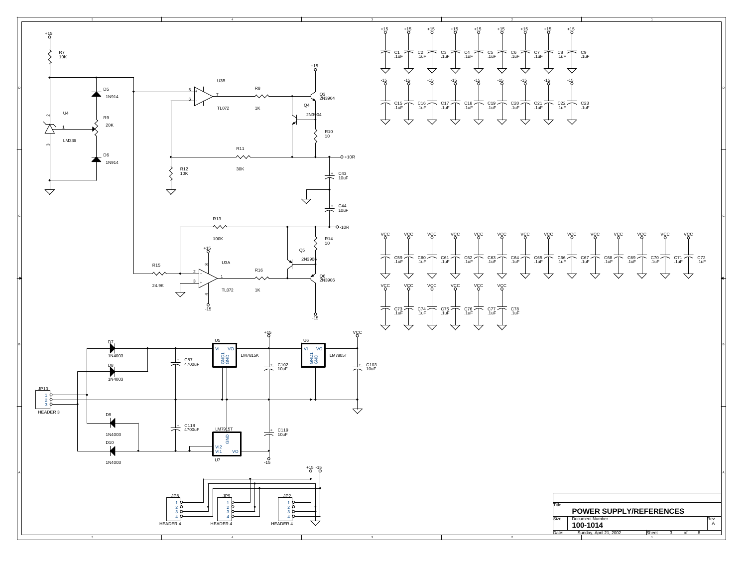# POWER SUPPLY/REFERENCES

| Title | POWER SUPPLY/REFERENCES | |
|---|---|---|
| Size | Document Number: 100-1014 | Rev: A |
| Date: | Sunday, April 21, 2002 | Sheet 3 of 8 |

+15

R7
10K

D5
1N914

U4

R9
20K

LM336

D6
1N914

U3B

TL072

R8
1K

+15

Q3
2N3904

Q4
2N3904

R10
10

R11
30K

+10R

R12
10K

C43
10uF

C44
10uF

R13
100K

-10R

R14
10

+15

Q5
2N3906

U3A

R15
24.9K

R16
1K

Q6
2N3906

TL072

-15

-15

+15: C1 .1uF, C2 .1uF, C3 .1uF, C4 .1uF, C5 .1uF, C6 .1uF, C7 .1uF, C8 .1uF, C9 .1uF

-15: C15 .1uF, C16 .1uF, C17 .1uF, C18 .1uF, C19 .1uF, C20 .1uF, C21 .1uF, C22 .1uF, C23 .1uF

VCC: C59 .1uF, C60 .1uF, C61 .1uF, C62 .1uF, C63 .1uF, C64 .1uF, C65 .1uF, C66 .1uF, C67 .1uF, C68 .1uF, C69 .1uF, C70 .1uF, C71 .1uF, C72 .1uF

VCC: C73 .1uF, C74 .1uF, C75 .1uF, C76 .1uF, C77 .1uF, C78 .1uF

D7
1N4003

D8
1N4003

U5
LM7815K
VI VO GND1 GND

+15

U6
LM7805T
VI VO GND1 GND

VCC

C87
4700uF

C102
10uF

C103
10uF

JP10
HEADER 3

D9
1N4003

D10
1N4003

C118
4700uF

LM7915T
GND VI2 VI1 VO
U7

C119
10uF

-15

+15 -15

JP8
HEADER 4

JP9
HEADER 4

JP2
HEADER 4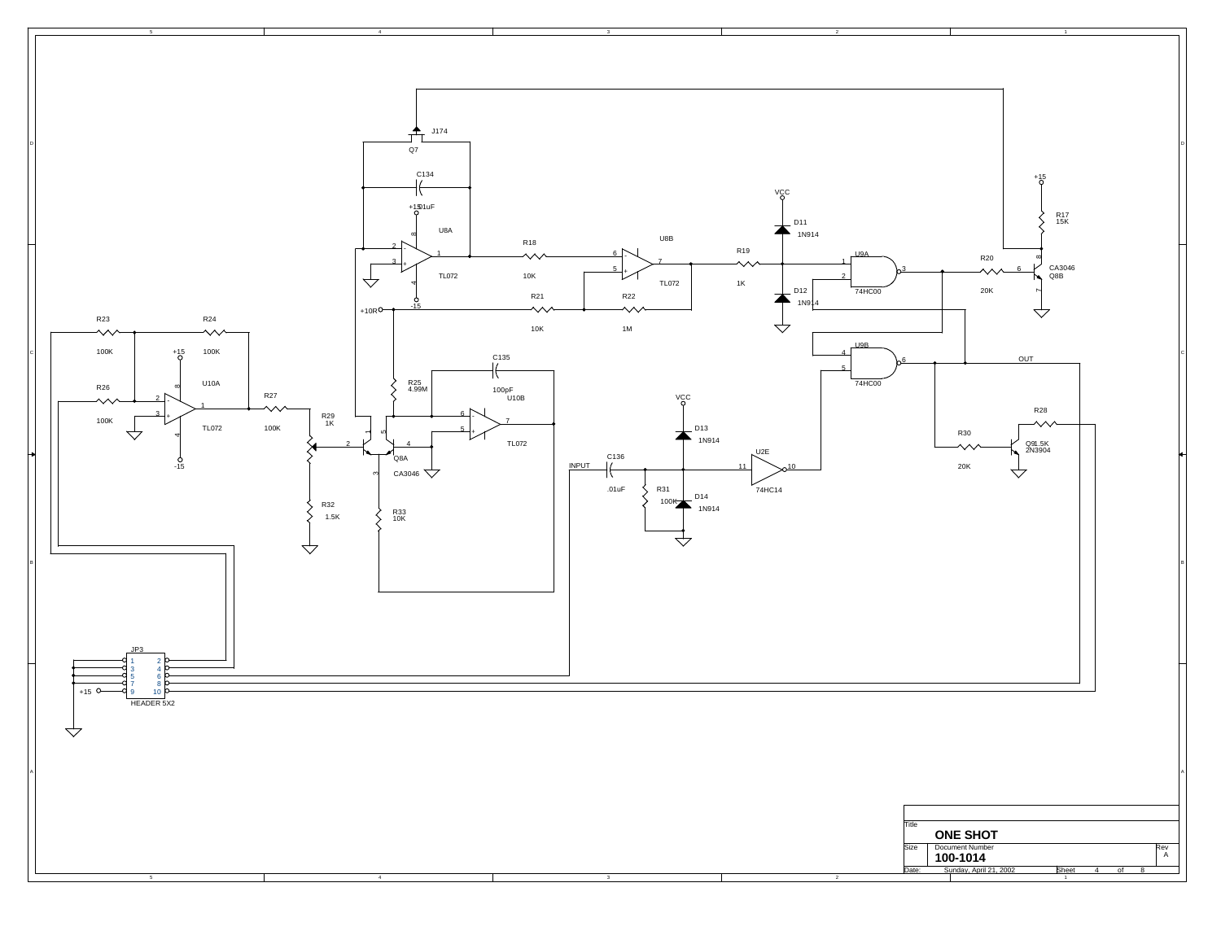J174

Q7

C134

.01uF

+15

U8A

TL072

-15

R18

10K

U8B

TL072

R21

10K

R22

1M

+10R

VCC

D11

1N914

R19

1K

D12

1N914

U9A

74HC00

R20

20K

+15

R17

15K

CA3046

Q8B

U9B

74HC00

OUT

R23

100K

R24

100K

+15

U10A

R26

100K

TL072

-15

R27

100K

R29

1K

R32

1.5K

C135

100pF

U10B

R25

4.99M

TL072

Q8A

CA3046

R33

10K

VCC

D13

1N914

INPUT

C136

.01uF

R31

100K

D14

1N914

U2E

74HC14

R28

1.5K

R30

20K

Q9

2N3904

JP3

HEADER 5X2

+15

| Title | | |
|---|---|---|
| ONE SHOT | | |
| Size | Document Number | Rev |
| | 100-1014 | A |
| Date: | Sunday, April 21, 2002 | Sheet 4 of 8 |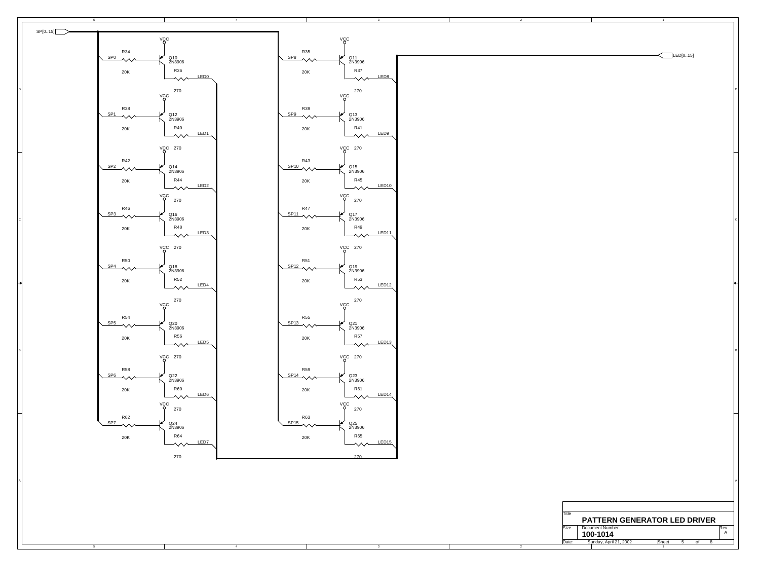SP[0..15]

LED[0..15]

| Input | Base Resistor | Transistor | Collector Resistor | Output |
|---|---|---|---|---|
| SP0 | R34 20K | Q10 2N3906 | R36 270 | LED0 |
| SP1 | R38 20K | Q12 2N3906 | R40 270 | LED1 |
| SP2 | R42 20K | Q14 2N3906 | R44 270 | LED2 |
| SP3 | R46 20K | Q16 2N3906 | R48 270 | LED3 |
| SP4 | R50 20K | Q18 2N3906 | R52 270 | LED4 |
| SP5 | R54 20K | Q20 2N3906 | R56 270 | LED5 |
| SP6 | R58 20K | Q22 2N3906 | R60 270 | LED6 |
| SP7 | R62 20K | Q24 2N3906 | R64 270 | LED7 |
| SP8 | R35 20K | Q11 2N3906 | R37 270 | LED8 |
| SP9 | R39 20K | Q13 2N3906 | R41 270 | LED9 |
| SP10 | R43 20K | Q15 2N3906 | R45 270 | LED10 |
| SP11 | R47 20K | Q17 2N3906 | R49 270 | LED11 |
| SP12 | R51 20K | Q19 2N3906 | R53 270 | LED12 |
| SP13 | R55 20K | Q21 2N3906 | R57 270 | LED13 |
| SP14 | R59 20K | Q23 2N3906 | R61 270 | LED14 |
| SP15 | R63 20K | Q25 2N3906 | R65 270 | LED15 |

All transistor emitters connected to VCC.

| Title | PATTERN GENERATOR LED DRIVER | |
|---|---|---|
| Size | Document Number: 100-1014 | Rev: A |
| Date: Sunday, April 21, 2002 | Sheet 5 of 8 | |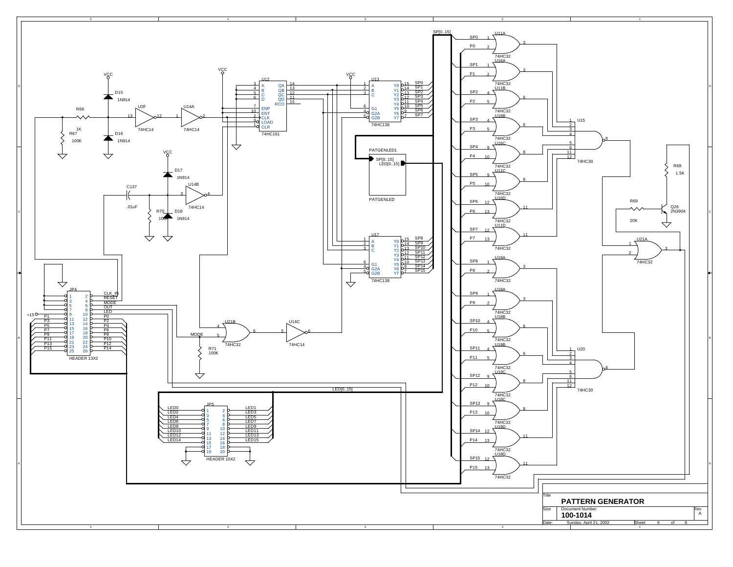# PATTERN GENERATOR

| Title | PATTERN GENERATOR | |
|---|---|---|
| Size | Document Number | Rev |
| | 100-1014 | A |
| Date: | Sunday, April 21, 2002 | Sheet 6 of 8 |

SP[0..15]

SP0, P0 — U11A 74HC32
SP1, P1 — U16A 74HC32
SP2, P2 — U11B 74HC32
SP3, P3 — U16B 74HC32
SP4, P4 — U16C 74HC32
SP5, P5 — U11C 74HC32
SP6, P6 — U16D 74HC32
SP7, P7 — U11D 74HC32
SP8, P8 — U19A 74HC32
SP9, P9 — U18A 74HC32
SP10, P10 — U18B 74HC32
SP11, P11 — U19B 74HC32
SP12, P12 — U19C 74HC32
SP13, P13 — U18C 74HC32
SP14, P14 — U19D 74HC32
SP15, P15 — U18D 74HC32

U15 74HC30
U20 74HC30
U21A 74HC32

R68 1.5K
R69 20K
Q26 2N3904

VCC
D15 1N914
D16 1N914
R66 1K
R67 100K
U2F 74HC14
U14A 74HC14

U12 74HC161 — A, B, C, D, ENP, ENT, CLK, LOAD, CLR, QA, QB, QC, QD, RCO

U13 74HC138 — A, B, C, G1, G2A, G2B, Y0–Y7 → SP0–SP7

U17 74HC138 — A, B, C, G1, G2A, G2B, Y0–Y7 → SP8–SP15

PATGENLED1 — SP[0..15], LED[0..15] — PATGENLED

D17 1N914
D18 1N914
C137 .01uF
R70 100K
U14B 74HC14

JP4 HEADER 13X2 — CLK_IN, RESET, MODE, OUT, LED, +15, P0–P15

U21B 74HC32
U14C 74HC14
MODE
R71 100K

LED[0..15]

JP5 HEADER 10X2 — LED0–LED15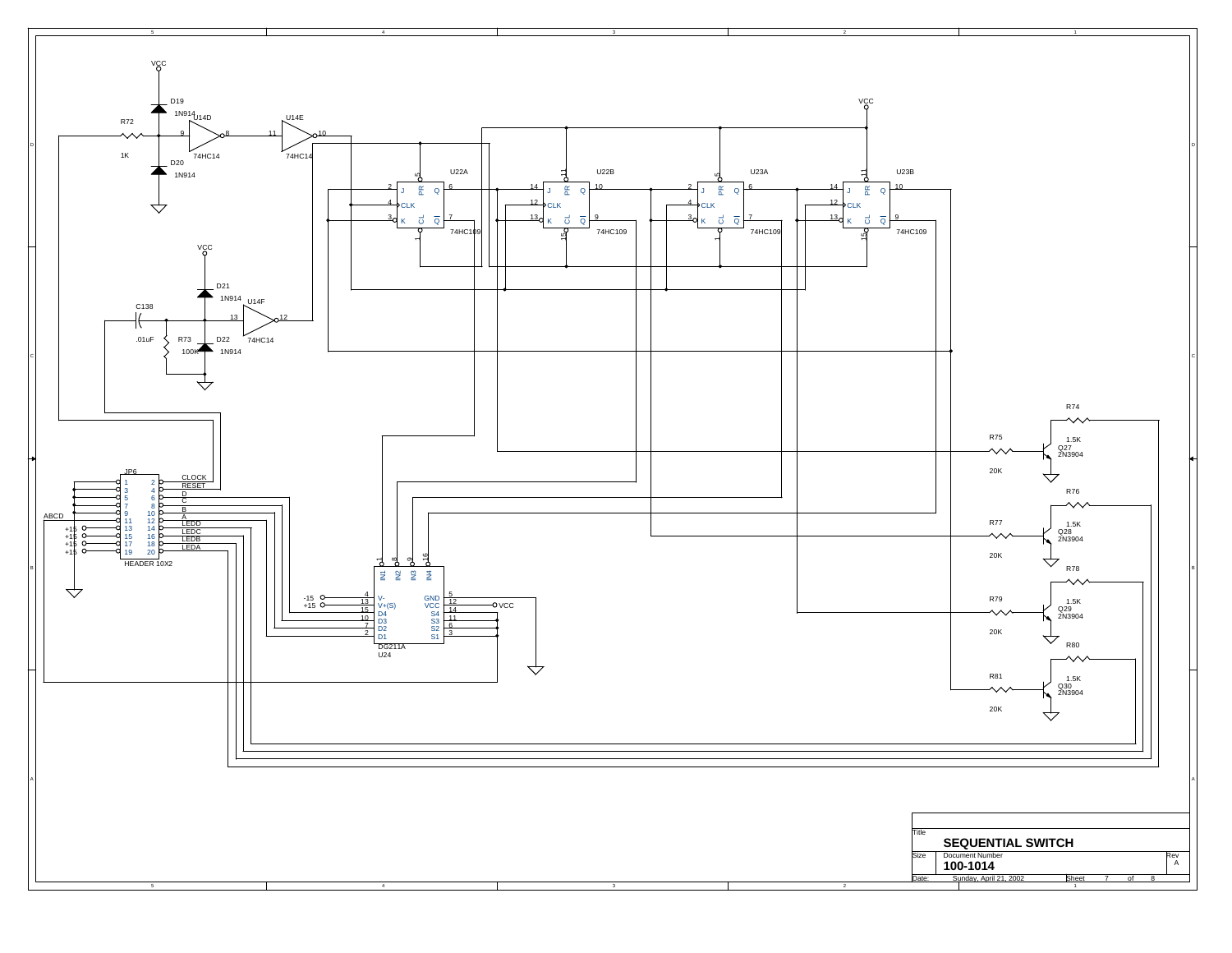# SEQUENTIAL SWITCH

VCC

D19 1N914

R72 1K

D20 1N914

U14D 74HC14 (9, 8)

U14E 74HC14 (11, 10)

VCC

D21 1N914

C138 .01uF

R73 100K

D22 1N914

U14F 74HC14 (13, 12)

U22A 74HC109 — J (2), CLK (4), K (3), PR (5), CL (1), Q (6), QI (7)

U22B 74HC109 — J (14), CLK (12), K (13), PR (11), CL (15), Q (10), QI (9)

U23A 74HC109 — J (2), CLK (4), K (3), PR (5), CL (1), Q (6), QI (7)

U23B 74HC109 — J (14), CLK (12), K (13), PR (11), CL (15), Q (10), QI (9)

VCC

JP6 HEADER 10X2

| Pin | Pin | Signal |
|---|---|---|
| 1 | 2 | CLOCK |
| 3 | 4 | RESET |
| 5 | 6 | D |
| 7 | 8 | C |
| 9 | 10 | B |
| 11 (ABCD) | 12 | A |
| 13 (+15) | 14 | LEDD |
| 15 (+15) | 16 | LEDC |
| 17 (+15) | 18 | LEDB |
| 19 (+15) | 20 | LEDA |

U24 DG211A

| Pin | Name | Name | Pin |
|---|---|---|---|
| 1 | IN1 | | |
| 8 | IN2 | | |
| 9 | IN3 | | |
| 16 | IN4 | | |
| 4 | V- (-15) | GND | 5 |
| 13 | V+(S) (+15) | VCC | 12 (VCC) |
| 15 | D4 | S4 | 14 |
| 10 | D3 | S3 | 11 |
| 7 | D2 | S2 | 6 |
| 2 | D1 | S1 | 3 |

R74 1.5K, R75 20K, Q27 2N3904

R76 1.5K, R77 20K, Q28 2N3904

R78 1.5K, R79 20K, Q29 2N3904

R80 1.5K, R81 20K, Q30 2N3904

| Title | SEQUENTIAL SWITCH | |
|---|---|---|
| Size | Document Number: 100-1014 | Rev: A |
| Date: Sunday, April 21, 2002 | Sheet 7 of 8 | |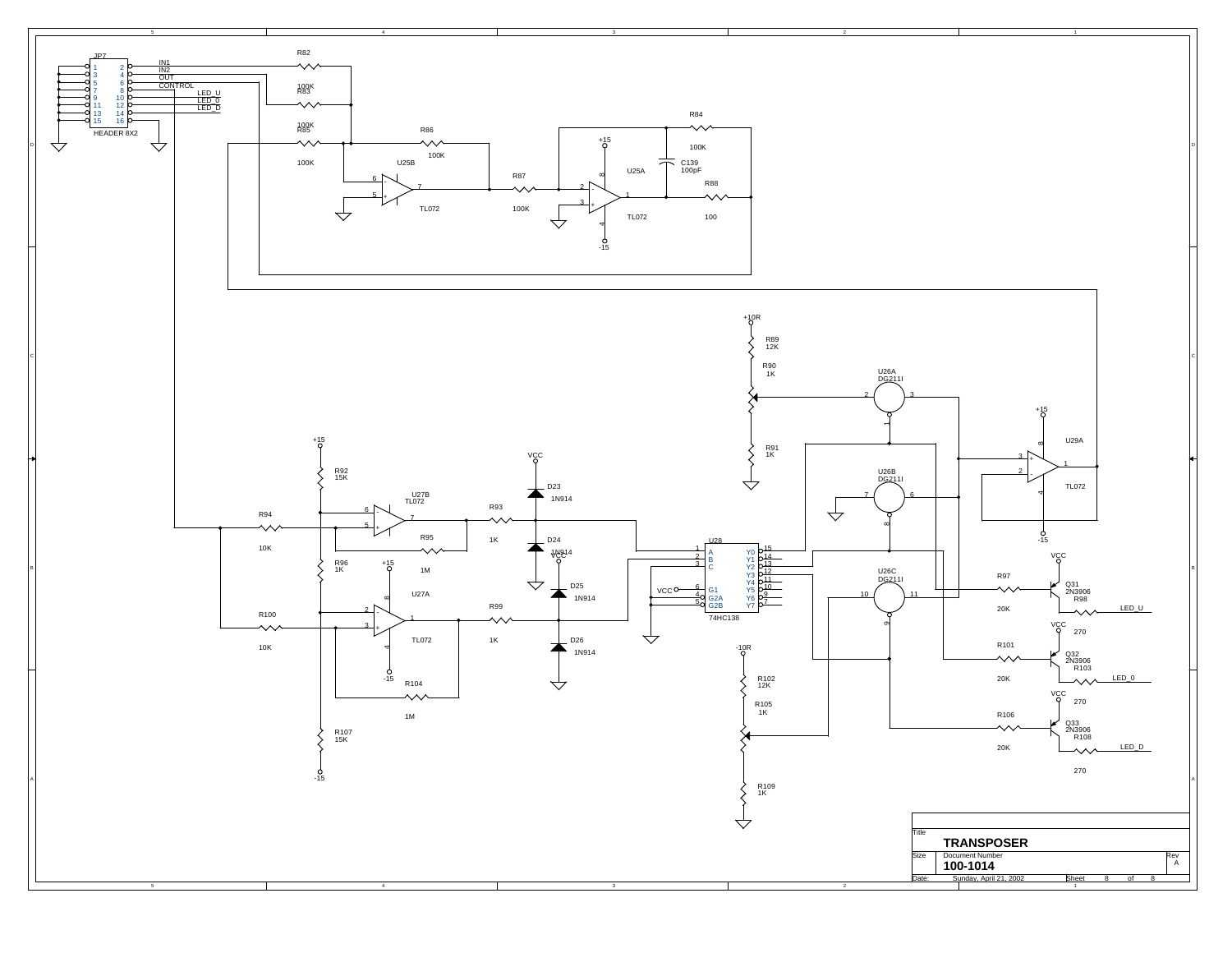JP7

| | | |
|---|---|---|
| 1 | 2 | IN1 |
| 3 | 4 | IN2 |
| 5 | 6 | OUT |
| 7 | 8 | CONTROL |
| 9 | 10 | LED_U |
| 11 | 12 | LED_0 |
| 13 | 14 | LED_D |
| 15 | 16 | |

HEADER 8X2

R82 100K
R83 100K
R85 100K
R86 100K
R84 100K
C139 100pF
R87 100K
R88 100
U25B TL072
U25A TL072
+15
-15

+10R
R89 12K
R90 1K
R91 1K
U26A DG211I
U26B DG211I
U26C DG211I
U29A TL072
+15
-15

+15
R92 15K
R94 10K
R96 1K
R100 10K
R107 15K
-15
U27B TL072
U27A TL072
R95 1M
R104 1M
R93 1K
R99 1K
VCC
D23 1N914
D24 1N914
D25 1N914
D26 1N914

U28 74HC138
A B C G1 G2A G2B
Y0 Y1 Y2 Y3 Y4 Y5 Y6 Y7

-10R
R102 12K
R105 1K
R109 1K

R97 20K
Q31 2N3906
R98 270
LED_U
R101 20K
Q32 2N3906
R103 270
LED_0
R106 20K
Q33 2N3906
R108 270
LED_D
VCC

| | | |
|---|---|---|
| Title | TRANSPOSER | |
| Size | Document Number 100-1014 | Rev A |
| Date: | Sunday, April 21, 2002 | Sheet 8 of 8 |